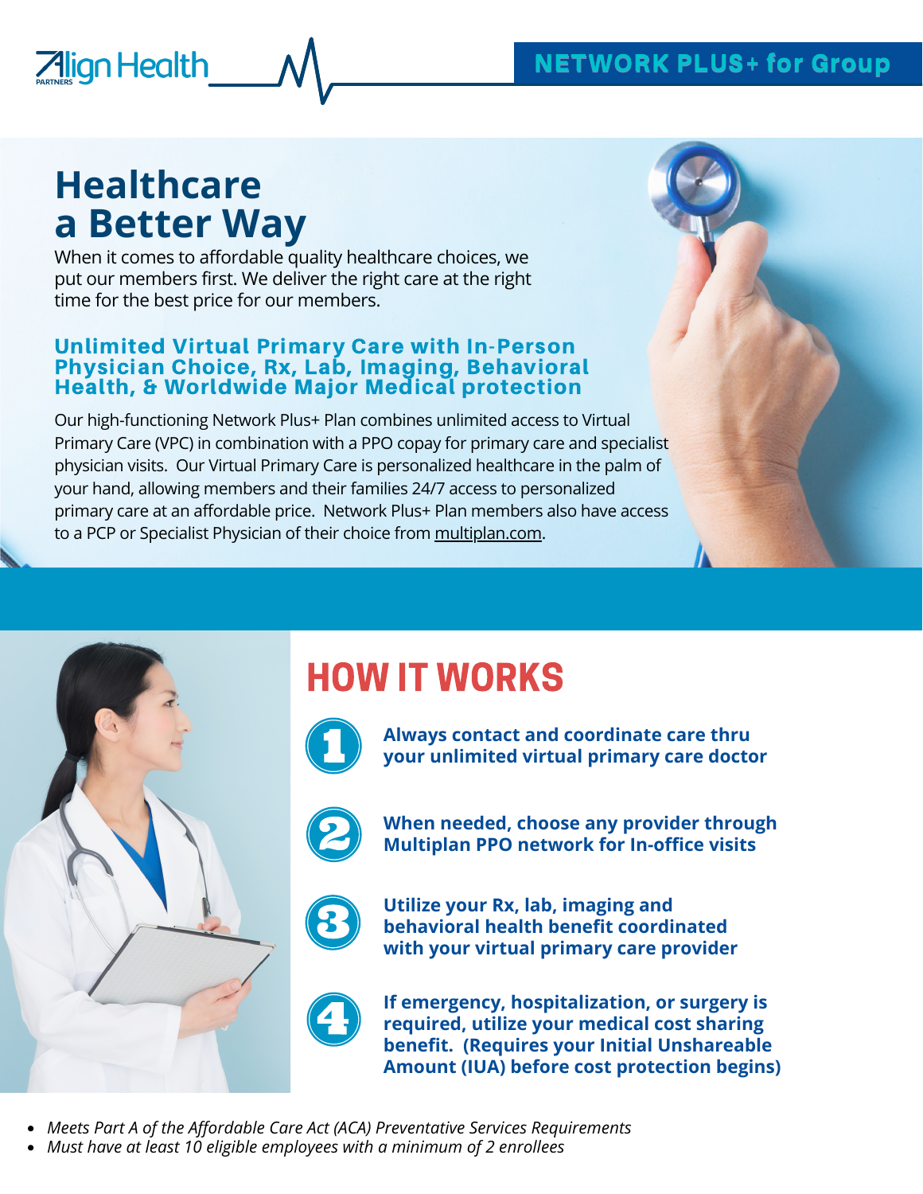Align Health PARTNERS

NETWORK PLUS+ for Group

# Healthcare a Better Way

When it comes to affordable quality healthcare choices, we put our members first. We deliver the right care at the right time for the best price for our members.

### Unlimited Virtual Primary Care with In-Person Physician Choice, Rx, Lab, Imaging, Behavioral Health, & Worldwide Major Medical protection

Our high-functioning Network Plus+ Plan combines unlimited access to Virtual Primary Care (VPC) in combination with a PPO copay for primary care and specialist physician visits. Our Virtual Primary Care is personalized healthcare in the palm of your hand, allowing members and their families 24/7 access to personalized primary care at an affordable price. Network Plus+ Plan members also have access to a PCP or Specialist Physician of their choice from multiplan.com.

## HOW IT WORKS

1. **Always contact and coordinate care thru your unlimited virtual primary care doctor**
2. **When needed, choose any provider through Multiplan PPO network for In-office visits**
3. **Utilize your Rx, lab, imaging and behavioral health benefit coordinated with your virtual primary care provider**
4. **If emergency, hospitalization, or surgery is required, utilize your medical cost sharing benefit. (Requires your Initial Unshareable Amount (IUA) before cost protection begins)**

- *Meets Part A of the Affordable Care Act (ACA) Preventative Services Requirements*
- *Must have at least 10 eligible employees with a minimum of 2 enrollees*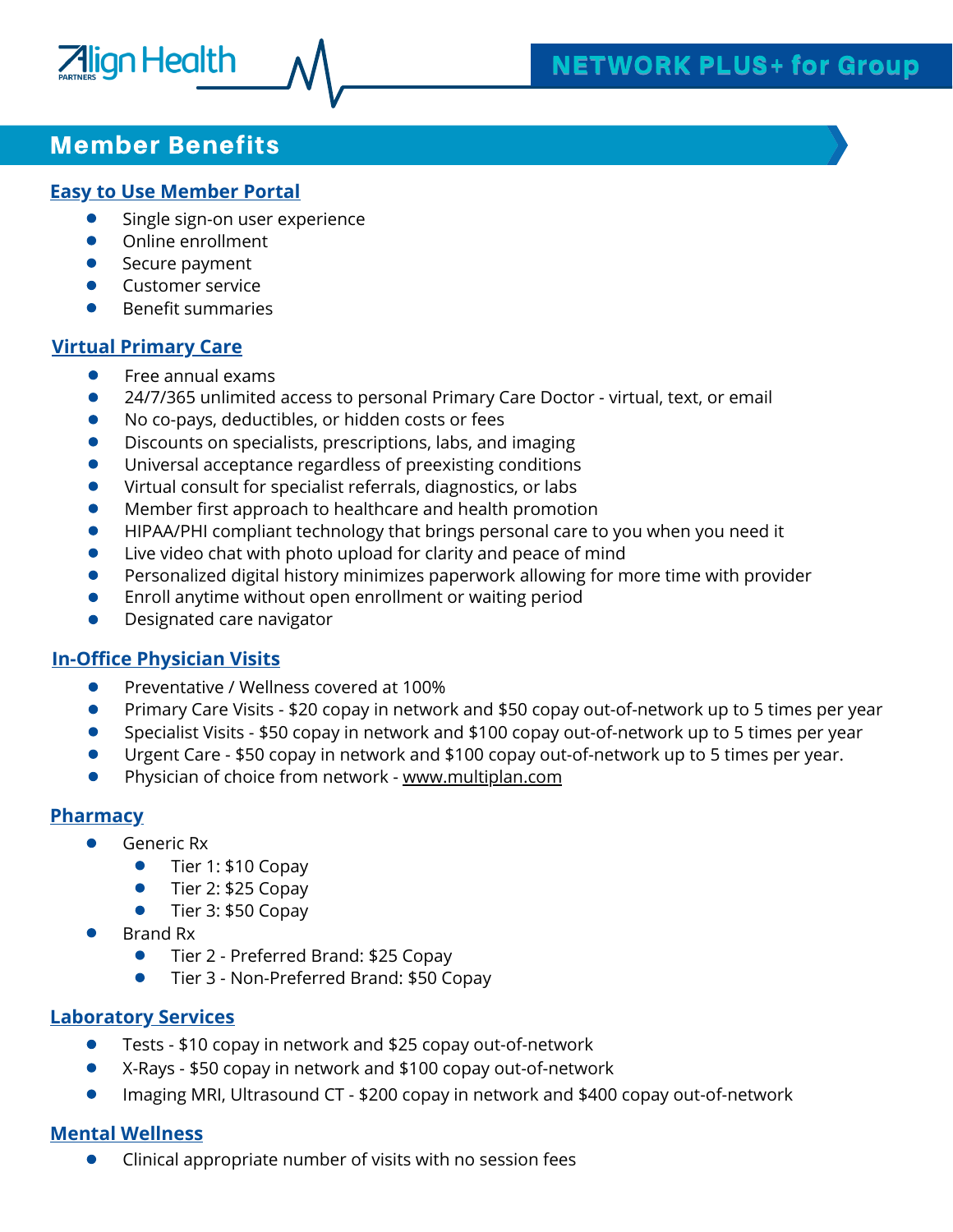Align Health PARTNERS

# NETWORK PLUS+ for Group

## Member Benefits

### Easy to Use Member Portal

- Single sign-on user experience
- Online enrollment
- Secure payment
- Customer service
- Benefit summaries

### Virtual Primary Care

- Free annual exams
- 24/7/365 unlimited access to personal Primary Care Doctor - virtual, text, or email
- No co-pays, deductibles, or hidden costs or fees
- Discounts on specialists, prescriptions, labs, and imaging
- Universal acceptance regardless of preexisting conditions
- Virtual consult for specialist referrals, diagnostics, or labs
- Member first approach to healthcare and health promotion
- HIPAA/PHI compliant technology that brings personal care to you when you need it
- Live video chat with photo upload for clarity and peace of mind
- Personalized digital history minimizes paperwork allowing for more time with provider
- Enroll anytime without open enrollment or waiting period
- Designated care navigator

### In-Office Physician Visits

- Preventative / Wellness covered at 100%
- Primary Care Visits - $20 copay in network and $50 copay out-of-network up to 5 times per year
- Specialist Visits - $50 copay in network and $100 copay out-of-network up to 5 times per year
- Urgent Care - $50 copay in network and $100 copay out-of-network up to 5 times per year.
- Physician of choice from network - www.multiplan.com

### Pharmacy

- Generic Rx
  - Tier 1: $10 Copay
  - Tier 2: $25 Copay
  - Tier 3: $50 Copay
- Brand Rx
  - Tier 2 - Preferred Brand: $25 Copay
  - Tier 3 - Non-Preferred Brand: $50 Copay

### Laboratory Services

- Tests - $10 copay in network and $25 copay out-of-network
- X-Rays - $50 copay in network and $100 copay out-of-network
- Imaging MRI, Ultrasound CT - $200 copay in network and $400 copay out-of-network

### Mental Wellness

- Clinical appropriate number of visits with no session fees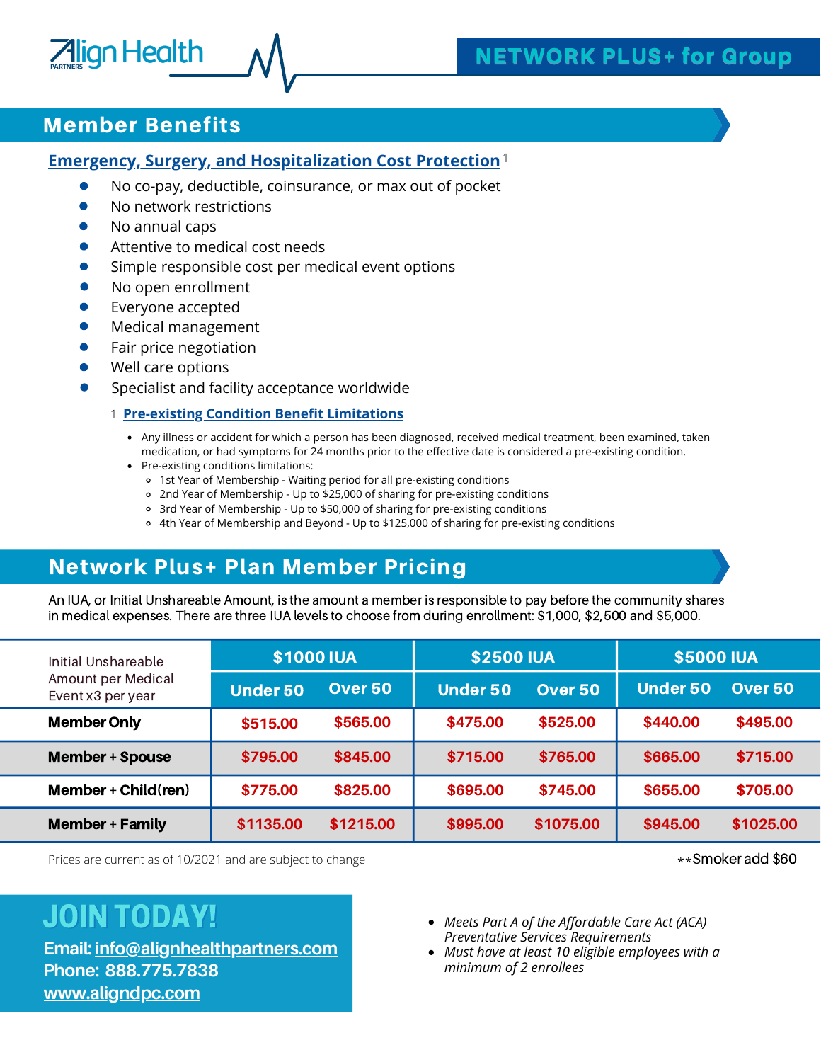Align Health PARTNERS

# NETWORK PLUS+ for Group

## Member Benefits

### Emergency, Surgery, and Hospitalization Cost Protection [1]

- No co-pay, deductible, coinsurance, or max out of pocket
- No network restrictions
- No annual caps
- Attentive to medical cost needs
- Simple responsible cost per medical event options
- No open enrollment
- Everyone accepted
- Medical management
- Fair price negotiation
- Well care options
- Specialist and facility acceptance worldwide

1 **Pre-existing Condition Benefit Limitations**

- Any illness or accident for which a person has been diagnosed, received medical treatment, been examined, taken medication, or had symptoms for 24 months prior to the effective date is considered a pre-existing condition.
- Pre-existing conditions limitations:
  - 1st Year of Membership - Waiting period for all pre-existing conditions
  - 2nd Year of Membership - Up to $25,000 of sharing for pre-existing conditions
  - 3rd Year of Membership - Up to $50,000 of sharing for pre-existing conditions
  - 4th Year of Membership and Beyond - Up to $125,000 of sharing for pre-existing conditions

## Network Plus+ Plan Member Pricing

An IUA, or Initial Unshareable Amount, is the amount a member is responsible to pay before the community shares in medical expenses. There are three IUA levels to choose from during enrollment: $1,000, $2,500 and $5,000.

| Initial Unshareable Amount per Medical Event x3 per year | $1000 IUA | | $2500 IUA | | $5000 IUA | |
|---|---|---|---|---|---|---|
| | Under 50 | Over 50 | Under 50 | Over 50 | Under 50 | Over 50 |
| **Member Only** | $515.00 | $565.00 | $475.00 | $525.00 | $440.00 | $495.00 |
| **Member + Spouse** | $795.00 | $845.00 | $715.00 | $765.00 | $665.00 | $715.00 |
| **Member + Child(ren)** | $775.00 | $825.00 | $695.00 | $745.00 | $655.00 | $705.00 |
| **Member + Family** | $1135.00 | $1215.00 | $995.00 | $1075.00 | $945.00 | $1025.00 |

Prices are current as of 10/2021 and are subject to change

**Smoker add $60

## JOIN TODAY!

**Email:** info@alignhealthpartners.com
**Phone:** 888.775.7838
**www.aligndpc.com**

- *Meets Part A of the Affordable Care Act (ACA) Preventative Services Requirements*
- *Must have at least 10 eligible employees with a minimum of 2 enrollees*